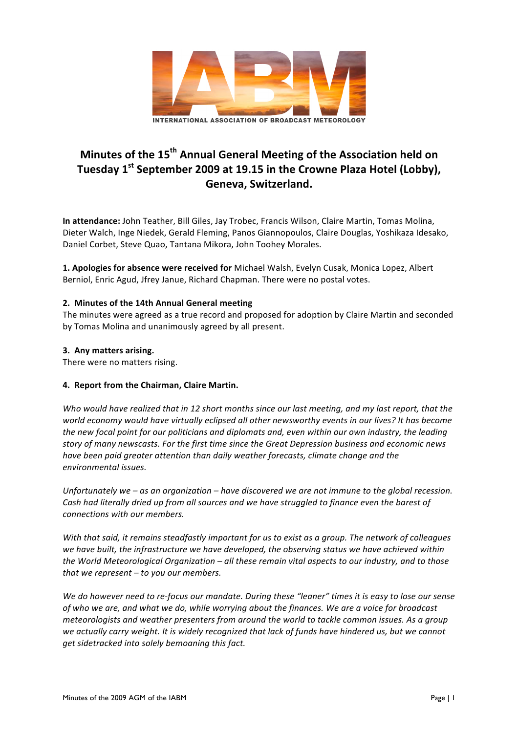INTERNATIONAL ASSOCIATION OF BROADCAST METEOROLOGY

# Minutes of the 15th Annual General Meeting of the Association held on Tuesday 1st September 2009 at 19.15 in the Crowne Plaza Hotel (Lobby), Geneva, Switzerland.

**In attendance:** John Teather, Bill Giles, Jay Trobec, Francis Wilson, Claire Martin, Tomas Molina, Dieter Walch, Inge Niedek, Gerald Fleming, Panos Giannopoulos, Claire Douglas, Yoshikaza Idesako, Daniel Corbet, Steve Quao, Tantana Mikora, John Toohey Morales.

**1. Apologies for absence were received for** Michael Walsh, Evelyn Cusak, Monica Lopez, Albert Berniol, Enric Agud, Jfrey Janue, Richard Chapman. There were no postal votes.

**2. Minutes of the 14th Annual General meeting**

The minutes were agreed as a true record and proposed for adoption by Claire Martin and seconded by Tomas Molina and unanimously agreed by all present.

**3. Any matters arising.**

There were no matters rising.

**4. Report from the Chairman, Claire Martin.**

*Who would have realized that in 12 short months since our last meeting, and my last report, that the world economy would have virtually eclipsed all other newsworthy events in our lives? It has become the new focal point for our politicians and diplomats and, even within our own industry, the leading story of many newscasts. For the first time since the Great Depression business and economic news have been paid greater attention than daily weather forecasts, climate change and the environmental issues.*

*Unfortunately we – as an organization – have discovered we are not immune to the global recession. Cash had literally dried up from all sources and we have struggled to finance even the barest of connections with our members.*

*With that said, it remains steadfastly important for us to exist as a group. The network of colleagues we have built, the infrastructure we have developed, the observing status we have achieved within the World Meteorological Organization – all these remain vital aspects to our industry, and to those that we represent – to you our members.*

*We do however need to re-focus our mandate. During these "leaner" times it is easy to lose our sense of who we are, and what we do, while worrying about the finances. We are a voice for broadcast meteorologists and weather presenters from around the world to tackle common issues. As a group we actually carry weight. It is widely recognized that lack of funds have hindered us, but we cannot get sidetracked into solely bemoaning this fact.*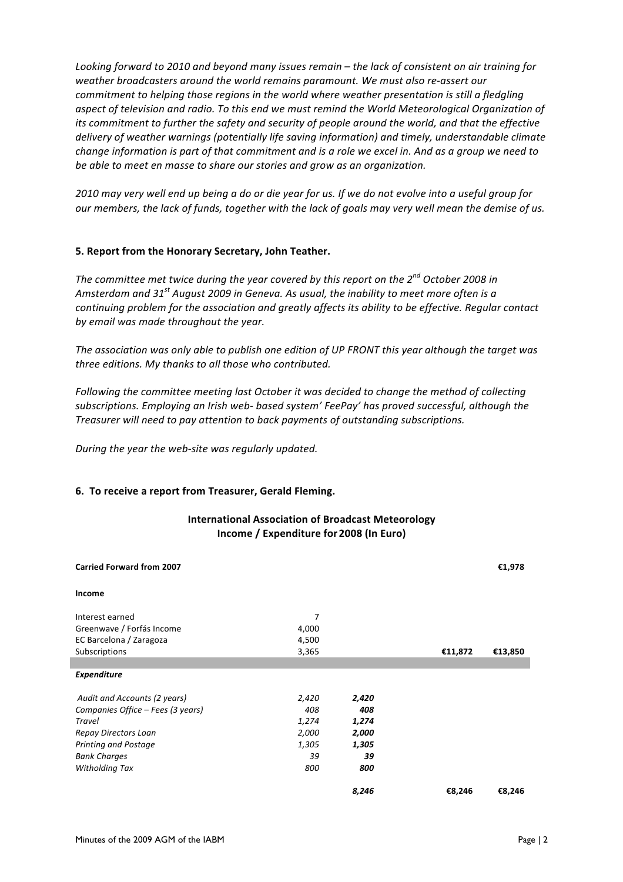*Looking forward to 2010 and beyond many issues remain – the lack of consistent on air training for weather broadcasters around the world remains paramount. We must also re-assert our commitment to helping those regions in the world where weather presentation is still a fledgling aspect of television and radio. To this end we must remind the World Meteorological Organization of its commitment to further the safety and security of people around the world, and that the effective delivery of weather warnings (potentially life saving information) and timely, understandable climate change information is part of that commitment and is a role we excel in. And as a group we need to be able to meet en masse to share our stories and grow as an organization.*

*2010 may very well end up being a do or die year for us. If we do not evolve into a useful group for our members, the lack of funds, together with the lack of goals may very well mean the demise of us.*

### 5. Report from the Honorary Secretary, John Teather.

*The committee met twice during the year covered by this report on the 2nd October 2008 in Amsterdam and 31st August 2009 in Geneva. As usual, the inability to meet more often is a continuing problem for the association and greatly affects its ability to be effective. Regular contact by email was made throughout the year.*

*The association was only able to publish one edition of UP FRONT this year although the target was three editions. My thanks to all those who contributed.*

*Following the committee meeting last October it was decided to change the method of collecting subscriptions. Employing an Irish web- based system' FeePay' has proved successful, although the Treasurer will need to pay attention to back payments of outstanding subscriptions.*

*During the year the web-site was regularly updated.*

### 6. To receive a report from Treasurer, Gerald Fleming.

**International Association of Broadcast Meteorology**
**Income / Expenditure for 2008 (In Euro)**

| | | | | |
|---|---|---|---|---|
| **Carried Forward from 2007** | | | | **€1,978** |
| **Income** | | | | |
| Interest earned | 7 | | | |
| Greenwave / Forfás Income | 4,000 | | | |
| EC Barcelona / Zaragoza | 4,500 | | | |
| Subscriptions | 3,365 | | **€11,872** | **€13,850** |
| ***Expenditure*** | | | | |
| *Audit and Accounts (2 years)* | *2,420* | ***2,420*** | | |
| *Companies Office – Fees (3 years)* | *408* | ***408*** | | |
| *Travel* | *1,274* | ***1,274*** | | |
| *Repay Directors Loan* | *2,000* | ***2,000*** | | |
| *Printing and Postage* | *1,305* | ***1,305*** | | |
| *Bank Charges* | *39* | ***39*** | | |
| *Withholding Tax* | *800* | ***800*** | | |
| | | ***8,246*** | **€8,246** | **€8,246** |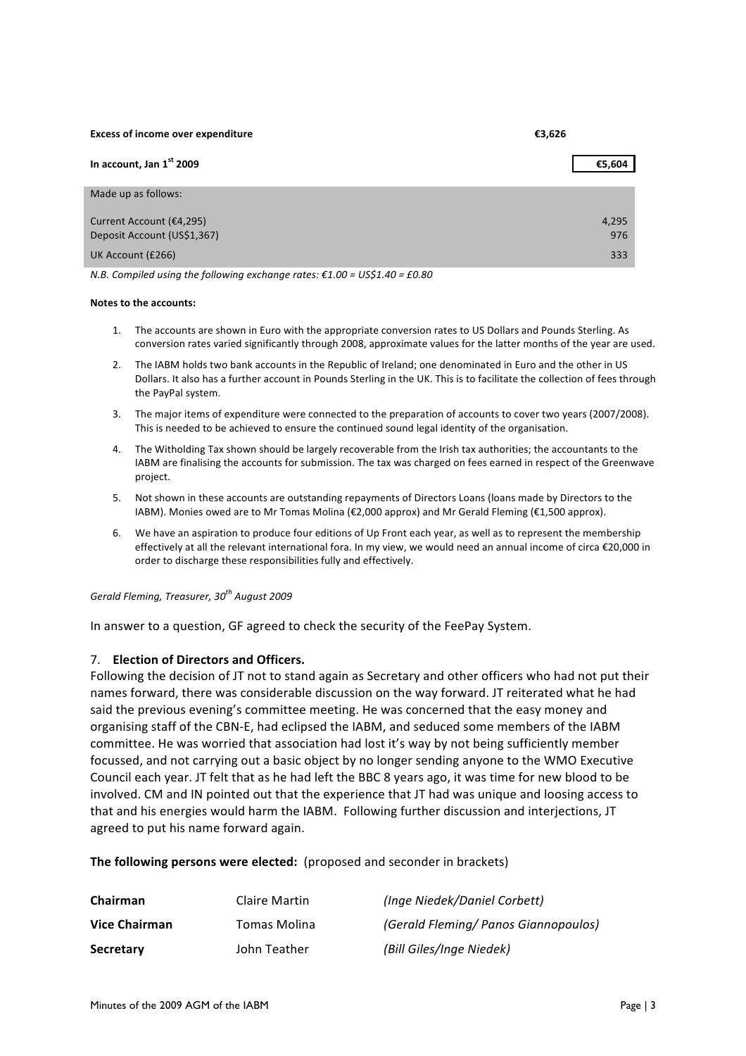| | |
|---|---|
| **Excess of income over expenditure** | **€3,626** |
| **In account, Jan 1st 2009** | **€5,604** |

| Made up as follows: | |
|---|---|
| Current Account (€4,295) | 4,295 |
| Deposit Account (US$1,367) | 976 |
| UK Account (£266) | 333 |

*N.B. Compiled using the following exchange rates: €1.00 = US$1.40 = £0.80*

**Notes to the accounts:**

1. The accounts are shown in Euro with the appropriate conversion rates to US Dollars and Pounds Sterling. As conversion rates varied significantly through 2008, approximate values for the latter months of the year are used.
2. The IABM holds two bank accounts in the Republic of Ireland; one denominated in Euro and the other in US Dollars. It also has a further account in Pounds Sterling in the UK. This is to facilitate the collection of fees through the PayPal system.
3. The major items of expenditure were connected to the preparation of accounts to cover two years (2007/2008). This is needed to be achieved to ensure the continued sound legal identity of the organisation.
4. The Witholding Tax shown should be largely recoverable from the Irish tax authorities; the accountants to the IABM are finalising the accounts for submission. The tax was charged on fees earned in respect of the Greenwave project.
5. Not shown in these accounts are outstanding repayments of Directors Loans (loans made by Directors to the IABM). Monies owed are to Mr Tomas Molina (€2,000 approx) and Mr Gerald Fleming (€1,500 approx).
6. We have an aspiration to produce four editions of Up Front each year, as well as to represent the membership effectively at all the relevant international fora. In my view, we would need an annual income of circa €20,000 in order to discharge these responsibilities fully and effectively.

*Gerald Fleming, Treasurer, 30th August 2009*

In answer to a question, GF agreed to check the security of the FeePay System.

7. **Election of Directors and Officers.**

Following the decision of JT not to stand again as Secretary and other officers who had not put their names forward, there was considerable discussion on the way forward. JT reiterated what he had said the previous evening's committee meeting. He was concerned that the easy money and organising staff of the CBN-E, had eclipsed the IABM, and seduced some members of the IABM committee. He was worried that association had lost it's way by not being sufficiently member focussed, and not carrying out a basic object by no longer sending anyone to the WMO Executive Council each year. JT felt that as he had left the BBC 8 years ago, it was time for new blood to be involved. CM and IN pointed out that the experience that JT had was unique and loosing access to that and his energies would harm the IABM. Following further discussion and interjections, JT agreed to put his name forward again.

**The following persons were elected:** (proposed and seconder in brackets)

| | | |
|---|---|---|
| **Chairman** | Claire Martin | *(Inge Niedek/Daniel Corbett)* |
| **Vice Chairman** | Tomas Molina | *(Gerald Fleming/ Panos Giannopoulos)* |
| **Secretary** | John Teather | *(Bill Giles/Inge Niedek)* |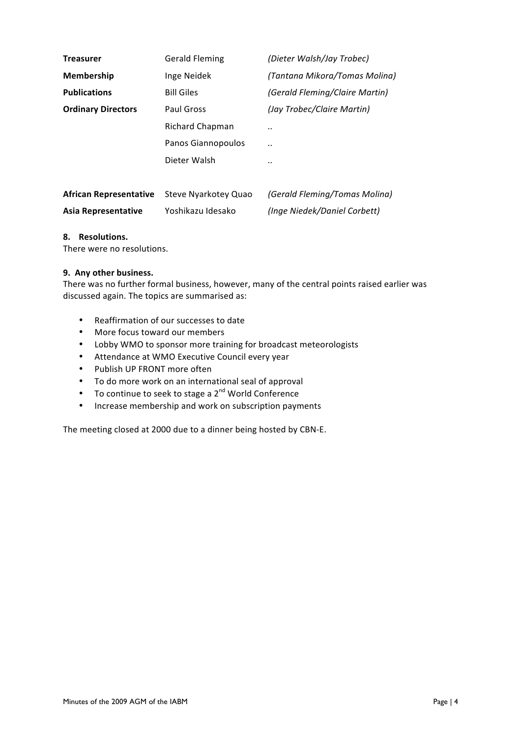| | | |
|---|---|---|
| **Treasurer** | Gerald Fleming | *(Dieter Walsh/Jay Trobec)* |
| **Membership** | Inge Neidek | *(Tantana Mikora/Tomas Molina)* |
| **Publications** | Bill Giles | *(Gerald Fleming/Claire Martin)* |
| **Ordinary Directors** | Paul Gross | *(Jay Trobec/Claire Martin)* |
| | Richard Chapman | .. |
| | Panos Giannopoulos | .. |
| | Dieter Walsh | .. |
| **African Representative** | Steve Nyarkotey Quao | *(Gerald Fleming/Tomas Molina)* |
| **Asia Representative** | Yoshikazu Idesako | *(Inge Niedek/Daniel Corbett)* |

**8. Resolutions.**
There were no resolutions.

**9. Any other business.**
There was no further formal business, however, many of the central points raised earlier was discussed again. The topics are summarised as:

- Reaffirmation of our successes to date
- More focus toward our members
- Lobby WMO to sponsor more training for broadcast meteorologists
- Attendance at WMO Executive Council every year
- Publish UP FRONT more often
- To do more work on an international seal of approval
- To continue to seek to stage a 2nd World Conference
- Increase membership and work on subscription payments

The meeting closed at 2000 due to a dinner being hosted by CBN-E.